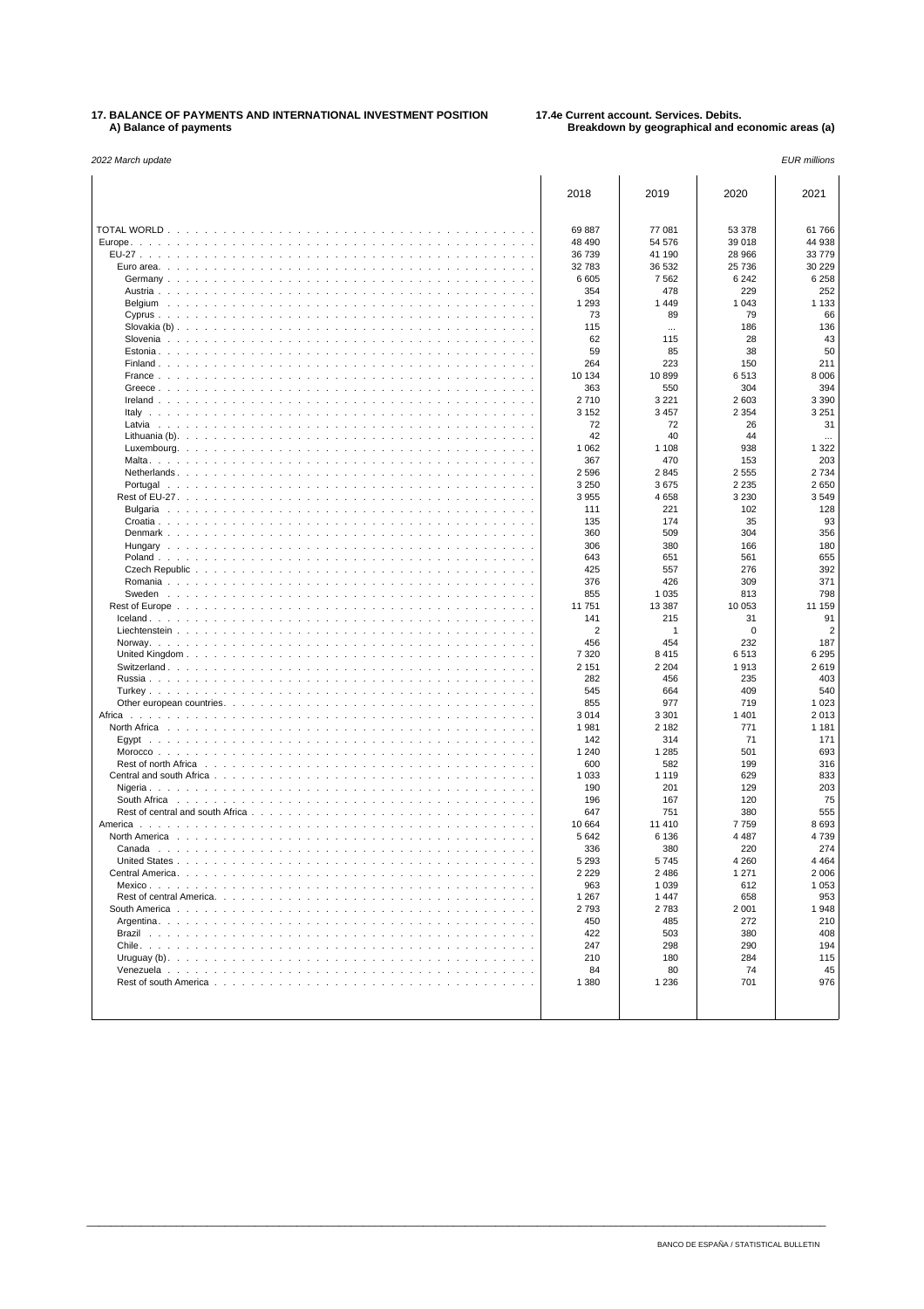**17. BALANCE OF PAYMENTS AND INTERNATIONAL INVESTMENT POSITION**
**A) Balance of payments**

**17.4e Current account. Services. Debits.**
**Breakdown by geographical and economic areas (a)**

*2022 March update*

*EUR millions*

| | 2018 | 2019 | 2020 | 2021 |
|---|---|---|---|---|
| TOTAL WORLD | 69 887 | 77 081 | 53 378 | 61 766 |
| Europe | 48 490 | 54 576 | 39 018 | 44 938 |
| EU-27 | 36 739 | 41 190 | 28 966 | 33 779 |
| Euro area | 32 783 | 36 532 | 25 736 | 30 229 |
| Germany | 6 605 | 7 562 | 6 242 | 6 258 |
| Austria | 354 | 478 | 229 | 252 |
| Belgium | 1 293 | 1 449 | 1 043 | 1 133 |
| Cyprus | 73 | 89 | 79 | 66 |
| Slovakia (b) | 115 | ... | 186 | 136 |
| Slovenia | 62 | 115 | 28 | 43 |
| Estonia | 59 | 85 | 38 | 50 |
| Finland | 264 | 223 | 150 | 211 |
| France | 10 134 | 10 899 | 6 513 | 8 006 |
| Greece | 363 | 550 | 304 | 394 |
| Ireland | 2 710 | 3 221 | 2 603 | 3 390 |
| Italy | 3 152 | 3 457 | 2 354 | 3 251 |
| Latvia | 72 | 72 | 26 | 31 |
| Lithuania (b) | 42 | 40 | 44 | ... |
| Luxembourg | 1 062 | 1 108 | 938 | 1 322 |
| Malta | 367 | 470 | 153 | 203 |
| Netherlands | 2 596 | 2 845 | 2 555 | 2 734 |
| Portugal | 3 250 | 3 675 | 2 235 | 2 650 |
| Rest of EU-27 | 3 955 | 4 658 | 3 230 | 3 549 |
| Bulgaria | 111 | 221 | 102 | 128 |
| Croatia | 135 | 174 | 35 | 93 |
| Denmark | 360 | 509 | 304 | 356 |
| Hungary | 306 | 380 | 166 | 180 |
| Poland | 643 | 651 | 561 | 655 |
| Czech Republic | 425 | 557 | 276 | 392 |
| Romania | 376 | 426 | 309 | 371 |
| Sweden | 855 | 1 035 | 813 | 798 |
| Rest of Europe | 11 751 | 13 387 | 10 053 | 11 159 |
| Iceland | 141 | 215 | 31 | 91 |
| Liechtenstein | 2 | 1 | 0 | 2 |
| Norway | 456 | 454 | 232 | 187 |
| United Kingdom | 7 320 | 8 415 | 6 513 | 6 295 |
| Switzerland | 2 151 | 2 204 | 1 913 | 2 619 |
| Russia | 282 | 456 | 235 | 403 |
| Turkey | 545 | 664 | 409 | 540 |
| Other european countries | 855 | 977 | 719 | 1 023 |
| Africa | 3 014 | 3 301 | 1 401 | 2 013 |
| North Africa | 1 981 | 2 182 | 771 | 1 181 |
| Egypt | 142 | 314 | 71 | 171 |
| Morocco | 1 240 | 1 285 | 501 | 693 |
| Rest of north Africa | 600 | 582 | 199 | 316 |
| Central and south Africa | 1 033 | 1 119 | 629 | 833 |
| Nigeria | 190 | 201 | 129 | 203 |
| South Africa | 196 | 167 | 120 | 75 |
| Rest of central and south Africa | 647 | 751 | 380 | 555 |
| America | 10 664 | 11 410 | 7 759 | 8 693 |
| North America | 5 642 | 6 136 | 4 487 | 4 739 |
| Canada | 336 | 380 | 220 | 274 |
| United States | 5 293 | 5 745 | 4 260 | 4 464 |
| Central America | 2 229 | 2 486 | 1 271 | 2 006 |
| Mexico | 963 | 1 039 | 612 | 1 053 |
| Rest of central America | 1 267 | 1 447 | 658 | 953 |
| South America | 2 793 | 2 783 | 2 001 | 1 948 |
| Argentina | 450 | 485 | 272 | 210 |
| Brazil | 422 | 503 | 380 | 408 |
| Chile | 247 | 298 | 290 | 194 |
| Uruguay (b) | 210 | 180 | 284 | 115 |
| Venezuela | 84 | 80 | 74 | 45 |
| Rest of south America | 1 380 | 1 236 | 701 | 976 |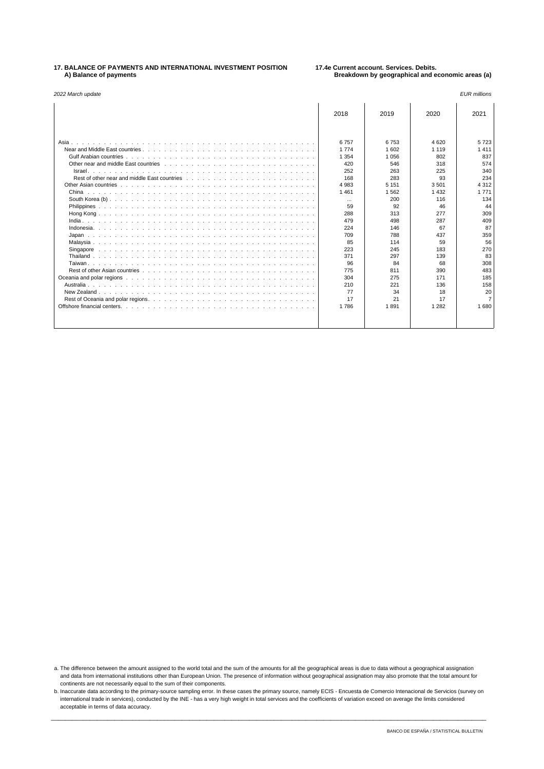**17. BALANCE OF PAYMENTS AND INTERNATIONAL INVESTMENT POSITION**
**A) Balance of payments**

**17.4e Current account. Services. Debits.**
**Breakdown by geographical and economic areas (a)**

*2022 March update*

*EUR millions*

| | 2018 | 2019 | 2020 | 2021 |
|---|---|---|---|---|
| Asia | 6 757 | 6 753 | 4 620 | 5 723 |
| Near and Middle East countries | 1 774 | 1 602 | 1 119 | 1 411 |
| Gulf Arabian countries | 1 354 | 1 056 | 802 | 837 |
| Other near and middle East countries | 420 | 546 | 318 | 574 |
| Israel | 252 | 263 | 225 | 340 |
| Rest of other near and middle East countries | 168 | 283 | 93 | 234 |
| Other Asian countries | 4 983 | 5 151 | 3 501 | 4 312 |
| China | 1 461 | 1 562 | 1 432 | 1 771 |
| South Korea (b) | ... | 200 | 116 | 134 |
| Philippines | 59 | 92 | 46 | 44 |
| Hong Kong | 288 | 313 | 277 | 309 |
| India | 479 | 498 | 287 | 409 |
| Indonesia | 224 | 146 | 67 | 87 |
| Japan | 709 | 788 | 437 | 359 |
| Malaysia | 85 | 114 | 59 | 56 |
| Singapore | 223 | 245 | 183 | 270 |
| Thailand | 371 | 297 | 139 | 83 |
| Taiwan | 96 | 84 | 68 | 308 |
| Rest of other Asian countries | 775 | 811 | 390 | 483 |
| Oceania and polar regions | 304 | 275 | 171 | 185 |
| Australia | 210 | 221 | 136 | 158 |
| New Zealand | 77 | 34 | 18 | 20 |
| Rest of Oceania and polar regions | 17 | 21 | 17 | 7 |
| Offshore financial centers | 1 786 | 1 891 | 1 282 | 1 680 |

a. The difference between the amount assigned to the world total and the sum of the amounts for all the geographical areas is due to data without a geographical assignation and data from international institutions other than European Union. The presence of information without geographical assignation may also promote that the total amount for continents are not necessarily equal to the sum of their components.

b. Inaccurate data according to the primary-source sampling error. In these cases the primary source, namely ECIS - Encuesta de Comercio Intenacional de Servicios (survey on international trade in services), conducted by the INE - has a very high weight in total services and the coefficients of variation exceed on average the limits considered acceptable in terms of data accuracy.